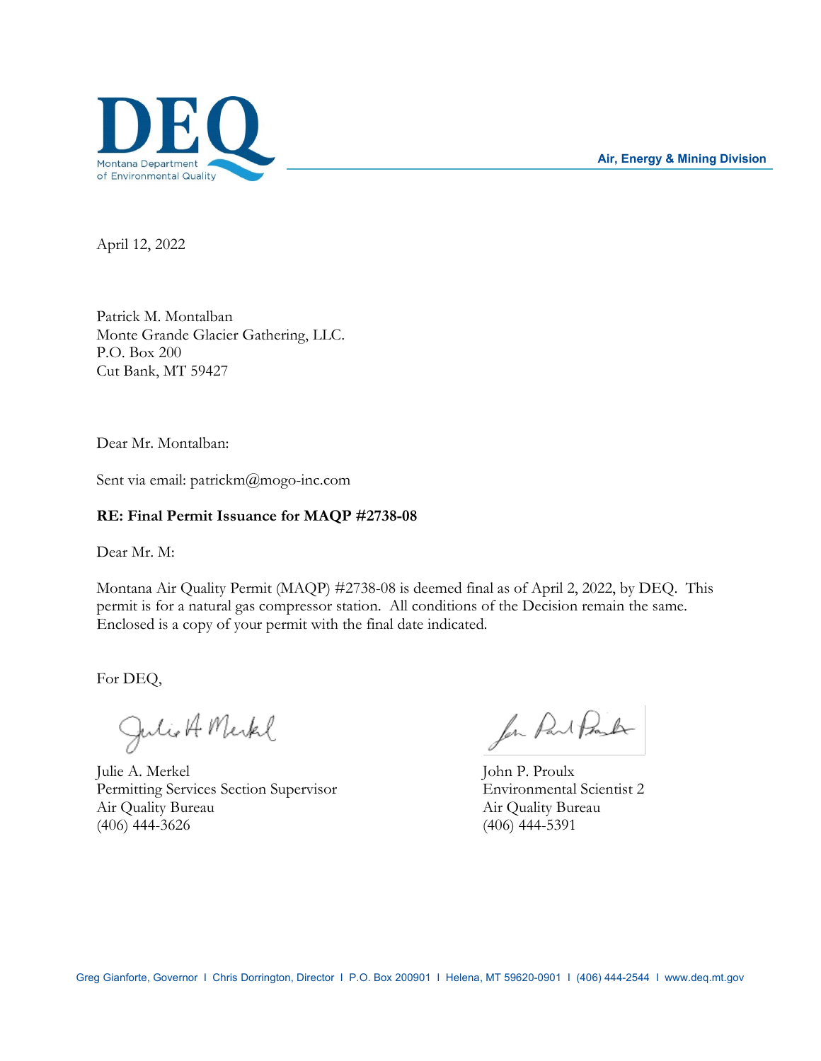DEQ

Montana Department of Environmental Quality

Air, Energy & Mining Division

April 12, 2022

Patrick M. Montalban
Monte Grande Glacier Gathering, LLC.
P.O. Box 200
Cut Bank, MT 59427

Dear Mr. Montalban:

Sent via email: patrickm@mogo-inc.com

**RE: Final Permit Issuance for MAQP #2738-08**

Dear Mr. M:

Montana Air Quality Permit (MAQP) #2738-08 is deemed final as of April 2, 2022, by DEQ. This permit is for a natural gas compressor station. All conditions of the Decision remain the same. Enclosed is a copy of your permit with the final date indicated.

For DEQ,

Julie A. Merkel
Permitting Services Section Supervisor
Air Quality Bureau
(406) 444-3626

John P. Proulx
Environmental Scientist 2
Air Quality Bureau
(406) 444-5391

Greg Gianforte, Governor I Chris Dorrington, Director I P.O. Box 200901 I Helena, MT 59620-0901 I (406) 444-2544 I www.deq.mt.gov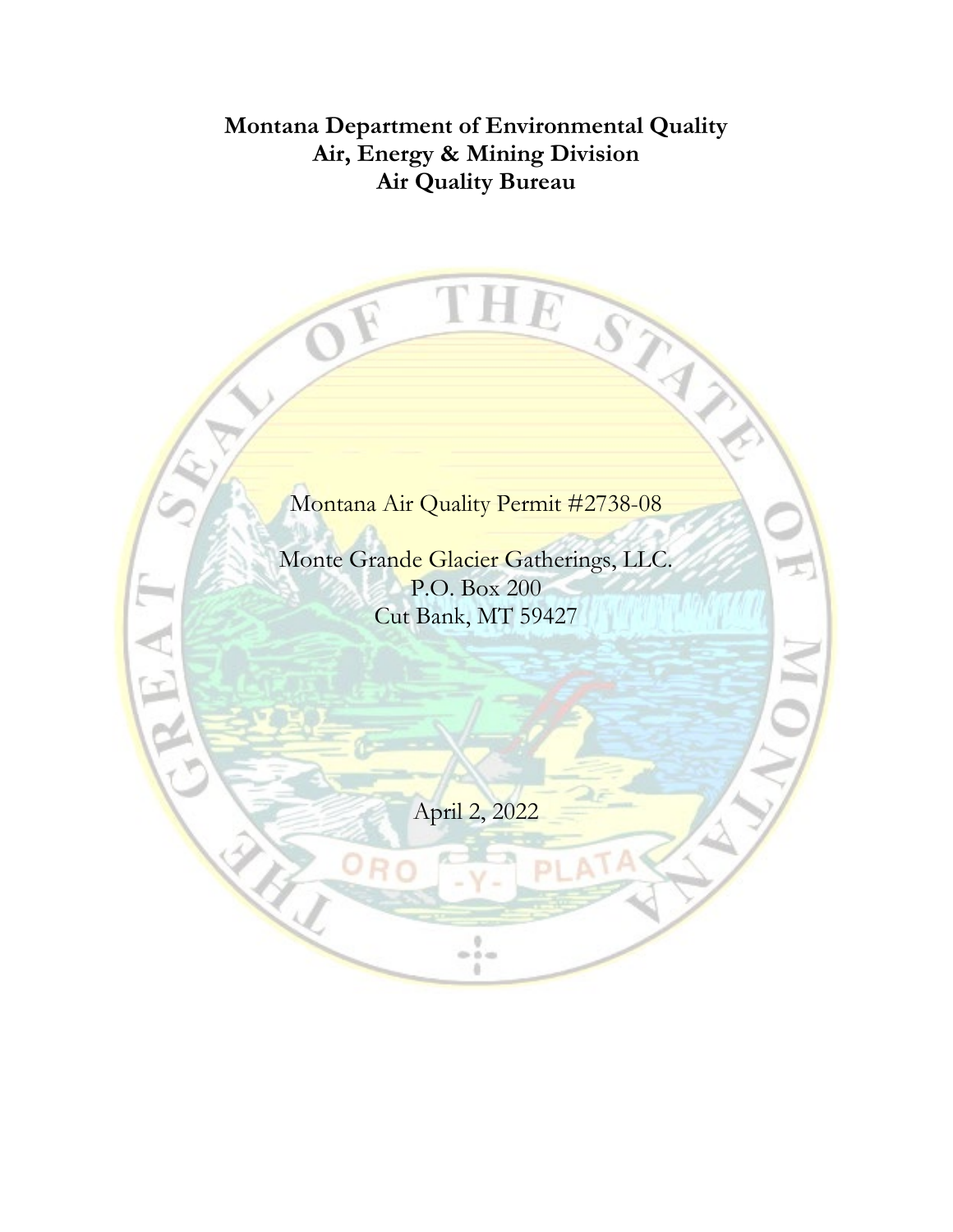**Montana Department of Environmental Quality**
**Air, Energy & Mining Division**
**Air Quality Bureau**

Montana Air Quality Permit #2738-08

Monte Grande Glacier Gatherings, LLC.
P.O. Box 200
Cut Bank, MT 59427

April 2, 2022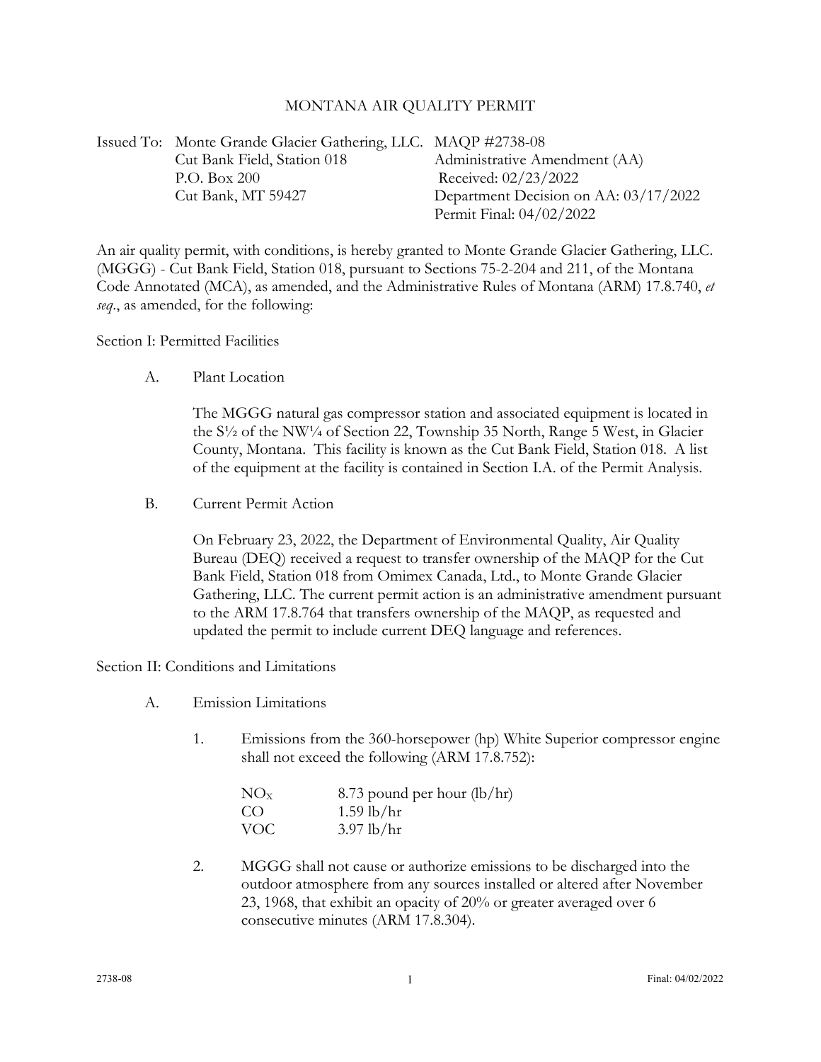# MONTANA AIR QUALITY PERMIT

Issued To: Monte Grande Glacier Gathering, LLC.
Cut Bank Field, Station 018
P.O. Box 200
Cut Bank, MT 59427

MAQP #2738-08
Administrative Amendment (AA)
Received: 02/23/2022
Department Decision on AA: 03/17/2022
Permit Final: 04/02/2022

An air quality permit, with conditions, is hereby granted to Monte Grande Glacier Gathering, LLC. (MGGG) - Cut Bank Field, Station 018, pursuant to Sections 75-2-204 and 211, of the Montana Code Annotated (MCA), as amended, and the Administrative Rules of Montana (ARM) 17.8.740, *et seq*., as amended, for the following:

## Section I: Permitted Facilities

A. Plant Location

The MGGG natural gas compressor station and associated equipment is located in the S½ of the NW¼ of Section 22, Township 35 North, Range 5 West, in Glacier County, Montana. This facility is known as the Cut Bank Field, Station 018. A list of the equipment at the facility is contained in Section I.A. of the Permit Analysis.

B. Current Permit Action

On February 23, 2022, the Department of Environmental Quality, Air Quality Bureau (DEQ) received a request to transfer ownership of the MAQP for the Cut Bank Field, Station 018 from Omimex Canada, Ltd., to Monte Grande Glacier Gathering, LLC. The current permit action is an administrative amendment pursuant to the ARM 17.8.764 that transfers ownership of the MAQP, as requested and updated the permit to include current DEQ language and references.

## Section II: Conditions and Limitations

A. Emission Limitations

1. Emissions from the 360-horsepower (hp) White Superior compressor engine shall not exceed the following (ARM 17.8.752):

   $NO_X$ 8.73 pound per hour (lb/hr)
   CO 1.59 lb/hr
   VOC 3.97 lb/hr

2. MGGG shall not cause or authorize emissions to be discharged into the outdoor atmosphere from any sources installed or altered after November 23, 1968, that exhibit an opacity of 20% or greater averaged over 6 consecutive minutes (ARM 17.8.304).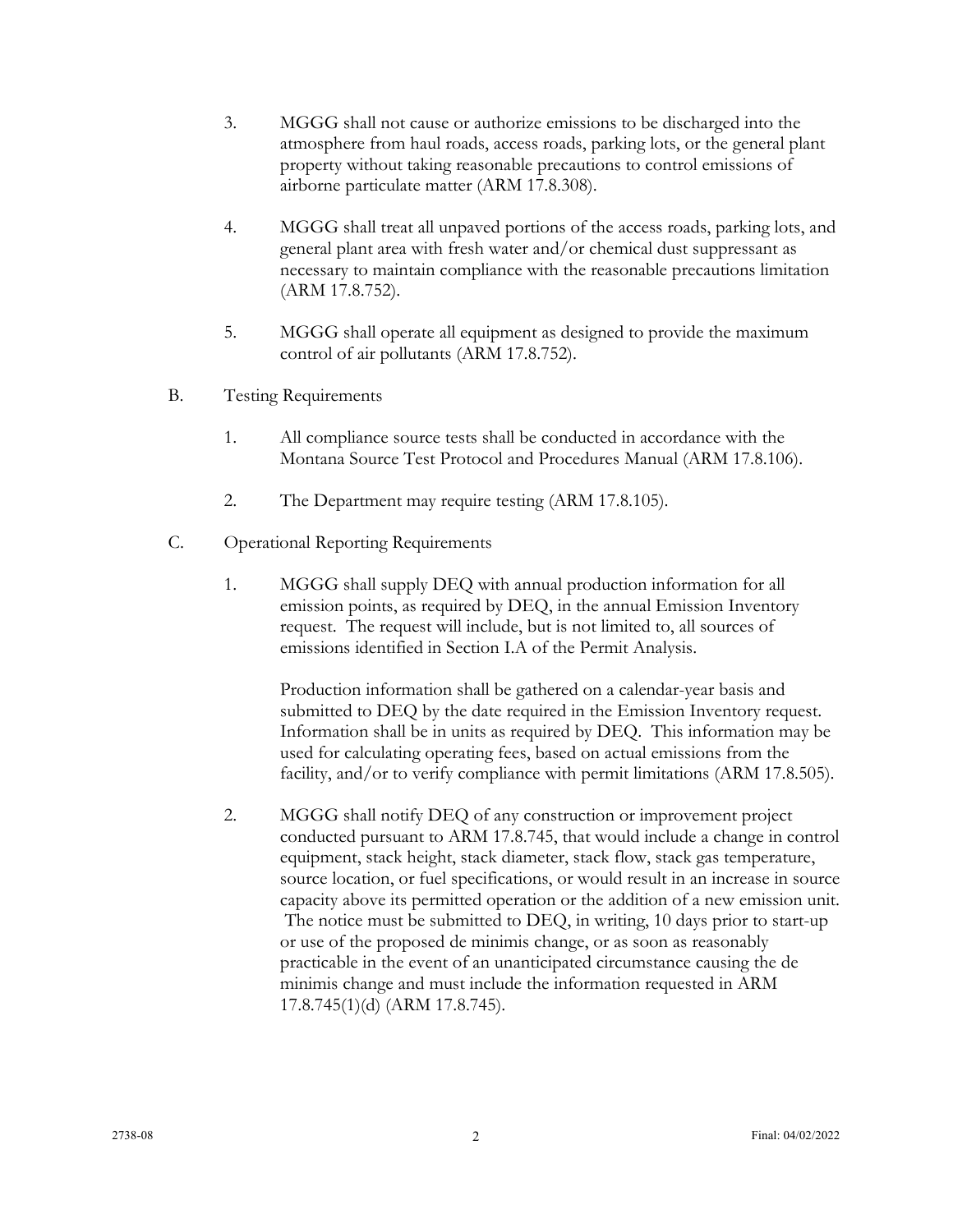3. MGGG shall not cause or authorize emissions to be discharged into the atmosphere from haul roads, access roads, parking lots, or the general plant property without taking reasonable precautions to control emissions of airborne particulate matter (ARM 17.8.308).

4. MGGG shall treat all unpaved portions of the access roads, parking lots, and general plant area with fresh water and/or chemical dust suppressant as necessary to maintain compliance with the reasonable precautions limitation (ARM 17.8.752).

5. MGGG shall operate all equipment as designed to provide the maximum control of air pollutants (ARM 17.8.752).

B. Testing Requirements

1. All compliance source tests shall be conducted in accordance with the Montana Source Test Protocol and Procedures Manual (ARM 17.8.106).

2. The Department may require testing (ARM 17.8.105).

C. Operational Reporting Requirements

1. MGGG shall supply DEQ with annual production information for all emission points, as required by DEQ, in the annual Emission Inventory request. The request will include, but is not limited to, all sources of emissions identified in Section I.A of the Permit Analysis.

   Production information shall be gathered on a calendar-year basis and submitted to DEQ by the date required in the Emission Inventory request. Information shall be in units as required by DEQ. This information may be used for calculating operating fees, based on actual emissions from the facility, and/or to verify compliance with permit limitations (ARM 17.8.505).

2. MGGG shall notify DEQ of any construction or improvement project conducted pursuant to ARM 17.8.745, that would include a change in control equipment, stack height, stack diameter, stack flow, stack gas temperature, source location, or fuel specifications, or would result in an increase in source capacity above its permitted operation or the addition of a new emission unit. The notice must be submitted to DEQ, in writing, 10 days prior to start-up or use of the proposed de minimis change, or as soon as reasonably practicable in the event of an unanticipated circumstance causing the de minimis change and must include the information requested in ARM 17.8.745(1)(d) (ARM 17.8.745).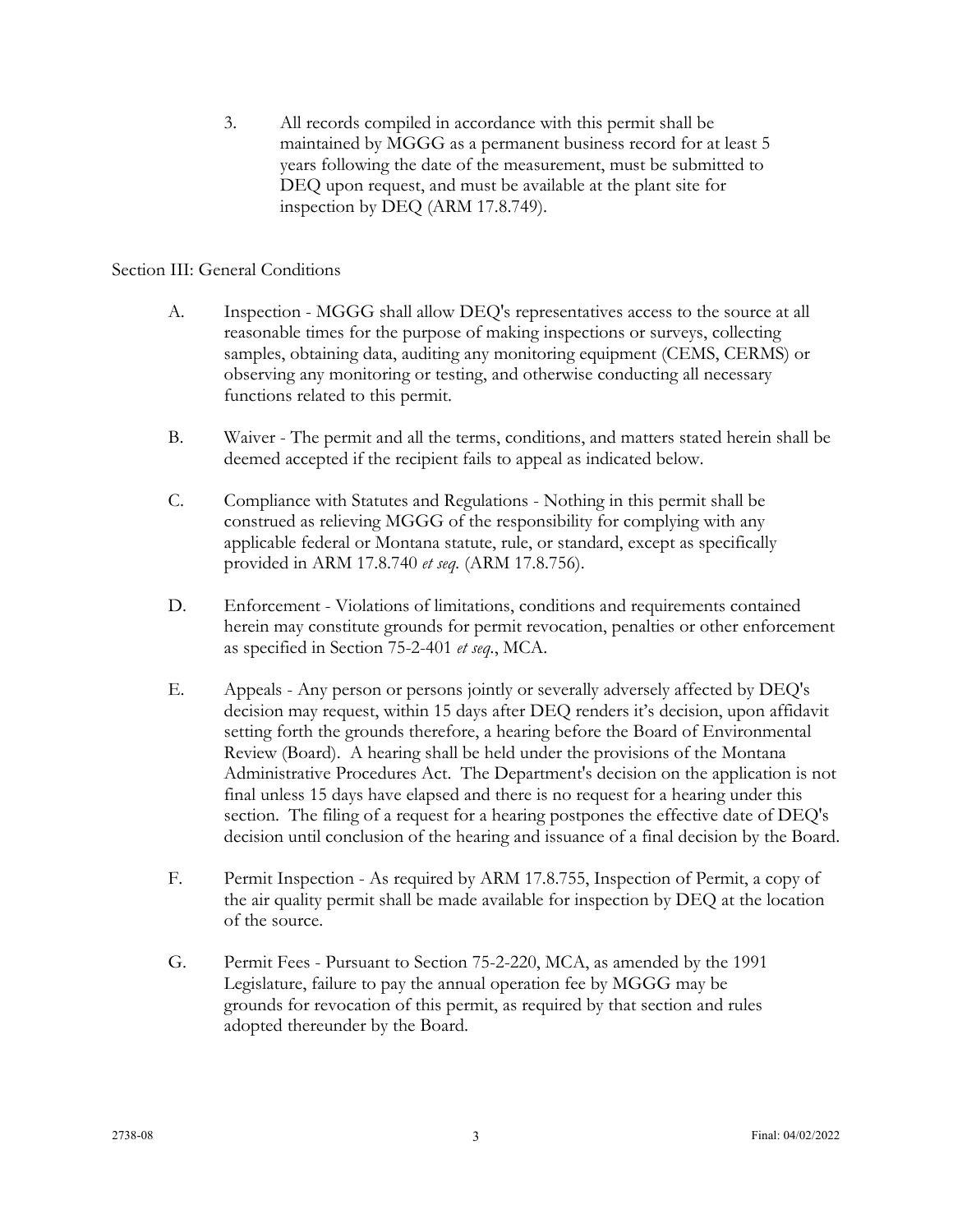3. All records compiled in accordance with this permit shall be maintained by MGGG as a permanent business record for at least 5 years following the date of the measurement, must be submitted to DEQ upon request, and must be available at the plant site for inspection by DEQ (ARM 17.8.749).

## Section III: General Conditions

A. Inspection - MGGG shall allow DEQ's representatives access to the source at all reasonable times for the purpose of making inspections or surveys, collecting samples, obtaining data, auditing any monitoring equipment (CEMS, CERMS) or observing any monitoring or testing, and otherwise conducting all necessary functions related to this permit.

B. Waiver - The permit and all the terms, conditions, and matters stated herein shall be deemed accepted if the recipient fails to appeal as indicated below.

C. Compliance with Statutes and Regulations - Nothing in this permit shall be construed as relieving MGGG of the responsibility for complying with any applicable federal or Montana statute, rule, or standard, except as specifically provided in ARM 17.8.740 *et seq.* (ARM 17.8.756).

D. Enforcement - Violations of limitations, conditions and requirements contained herein may constitute grounds for permit revocation, penalties or other enforcement as specified in Section 75-2-401 *et seq*., MCA.

E. Appeals - Any person or persons jointly or severally adversely affected by DEQ's decision may request, within 15 days after DEQ renders it's decision, upon affidavit setting forth the grounds therefore, a hearing before the Board of Environmental Review (Board). A hearing shall be held under the provisions of the Montana Administrative Procedures Act. The Department's decision on the application is not final unless 15 days have elapsed and there is no request for a hearing under this section. The filing of a request for a hearing postpones the effective date of DEQ's decision until conclusion of the hearing and issuance of a final decision by the Board.

F. Permit Inspection - As required by ARM 17.8.755, Inspection of Permit, a copy of the air quality permit shall be made available for inspection by DEQ at the location of the source.

G. Permit Fees - Pursuant to Section 75-2-220, MCA, as amended by the 1991 Legislature, failure to pay the annual operation fee by MGGG may be grounds for revocation of this permit, as required by that section and rules adopted thereunder by the Board.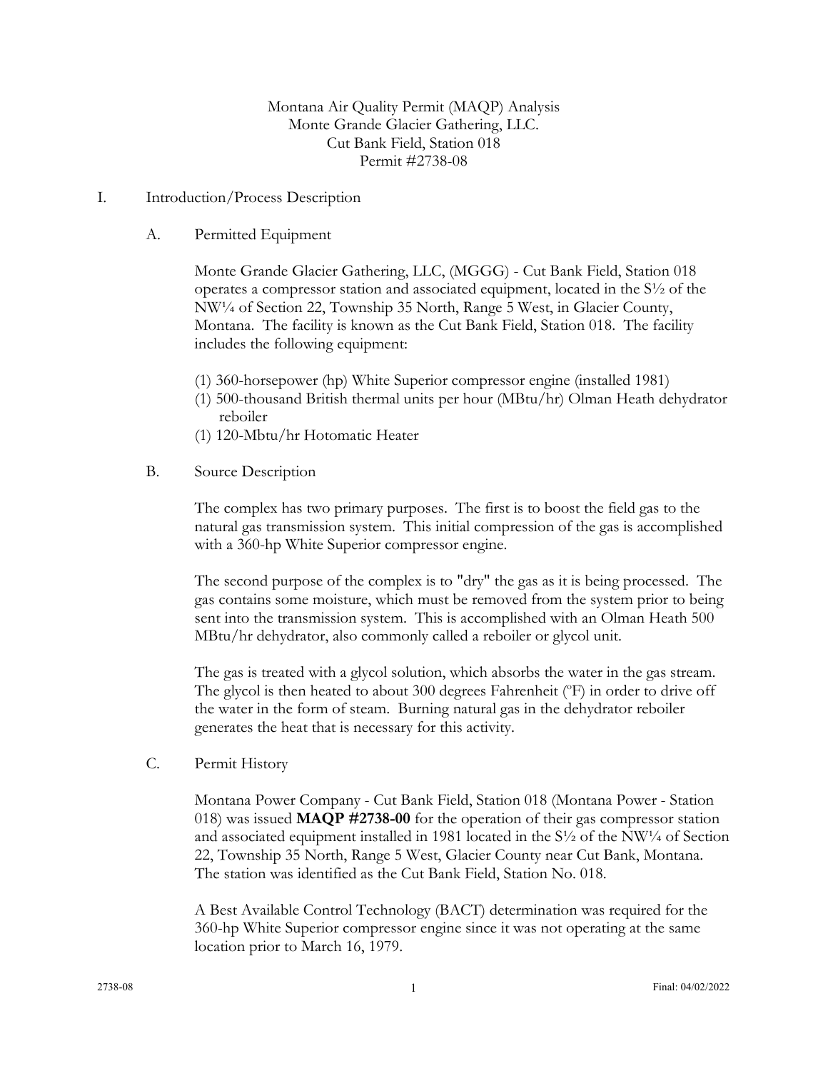Montana Air Quality Permit (MAQP) Analysis
Monte Grande Glacier Gathering, LLC.
Cut Bank Field, Station 018
Permit #2738-08

## I. Introduction/Process Description

### A. Permitted Equipment

Monte Grande Glacier Gathering, LLC, (MGGG) - Cut Bank Field, Station 018 operates a compressor station and associated equipment, located in the S½ of the NW¼ of Section 22, Township 35 North, Range 5 West, in Glacier County, Montana. The facility is known as the Cut Bank Field, Station 018. The facility includes the following equipment:

- (1) 360-horsepower (hp) White Superior compressor engine (installed 1981)
- (1) 500-thousand British thermal units per hour (MBtu/hr) Olman Heath dehydrator reboiler
- (1) 120-Mbtu/hr Hotomatic Heater

### B. Source Description

The complex has two primary purposes. The first is to boost the field gas to the natural gas transmission system. This initial compression of the gas is accomplished with a 360-hp White Superior compressor engine.

The second purpose of the complex is to "dry" the gas as it is being processed. The gas contains some moisture, which must be removed from the system prior to being sent into the transmission system. This is accomplished with an Olman Heath 500 MBtu/hr dehydrator, also commonly called a reboiler or glycol unit.

The gas is treated with a glycol solution, which absorbs the water in the gas stream. The glycol is then heated to about 300 degrees Fahrenheit (ºF) in order to drive off the water in the form of steam. Burning natural gas in the dehydrator reboiler generates the heat that is necessary for this activity.

### C. Permit History

Montana Power Company - Cut Bank Field, Station 018 (Montana Power - Station 018) was issued **MAQP #2738-00** for the operation of their gas compressor station and associated equipment installed in 1981 located in the S½ of the NW¼ of Section 22, Township 35 North, Range 5 West, Glacier County near Cut Bank, Montana. The station was identified as the Cut Bank Field, Station No. 018.

A Best Available Control Technology (BACT) determination was required for the 360-hp White Superior compressor engine since it was not operating at the same location prior to March 16, 1979.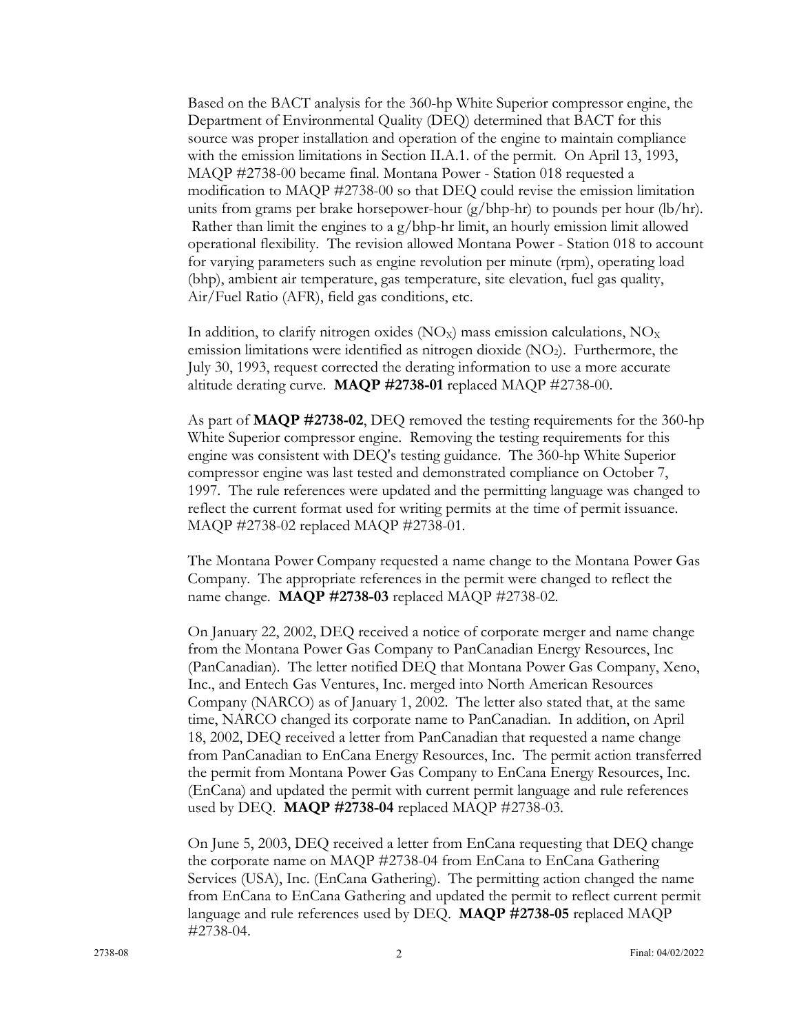Based on the BACT analysis for the 360-hp White Superior compressor engine, the Department of Environmental Quality (DEQ) determined that BACT for this source was proper installation and operation of the engine to maintain compliance with the emission limitations in Section II.A.1. of the permit. On April 13, 1993, MAQP #2738-00 became final. Montana Power - Station 018 requested a modification to MAQP #2738-00 so that DEQ could revise the emission limitation units from grams per brake horsepower-hour (g/bhp-hr) to pounds per hour (lb/hr). Rather than limit the engines to a g/bhp-hr limit, an hourly emission limit allowed operational flexibility. The revision allowed Montana Power - Station 018 to account for varying parameters such as engine revolution per minute (rpm), operating load (bhp), ambient air temperature, gas temperature, site elevation, fuel gas quality, Air/Fuel Ratio (AFR), field gas conditions, etc.

In addition, to clarify nitrogen oxides ($NO_X$) mass emission calculations, $NO_X$ emission limitations were identified as nitrogen dioxide ($NO_2$). Furthermore, the July 30, 1993, request corrected the derating information to use a more accurate altitude derating curve. **MAQP #2738-01** replaced MAQP #2738-00.

As part of **MAQP #2738-02**, DEQ removed the testing requirements for the 360-hp White Superior compressor engine. Removing the testing requirements for this engine was consistent with DEQ's testing guidance. The 360-hp White Superior compressor engine was last tested and demonstrated compliance on October 7, 1997. The rule references were updated and the permitting language was changed to reflect the current format used for writing permits at the time of permit issuance. MAQP #2738-02 replaced MAQP #2738-01.

The Montana Power Company requested a name change to the Montana Power Gas Company. The appropriate references in the permit were changed to reflect the name change. **MAQP #2738-03** replaced MAQP #2738-02.

On January 22, 2002, DEQ received a notice of corporate merger and name change from the Montana Power Gas Company to PanCanadian Energy Resources, Inc (PanCanadian). The letter notified DEQ that Montana Power Gas Company, Xeno, Inc., and Entech Gas Ventures, Inc. merged into North American Resources Company (NARCO) as of January 1, 2002. The letter also stated that, at the same time, NARCO changed its corporate name to PanCanadian. In addition, on April 18, 2002, DEQ received a letter from PanCanadian that requested a name change from PanCanadian to EnCana Energy Resources, Inc. The permit action transferred the permit from Montana Power Gas Company to EnCana Energy Resources, Inc. (EnCana) and updated the permit with current permit language and rule references used by DEQ. **MAQP #2738-04** replaced MAQP #2738-03.

On June 5, 2003, DEQ received a letter from EnCana requesting that DEQ change the corporate name on MAQP #2738-04 from EnCana to EnCana Gathering Services (USA), Inc. (EnCana Gathering). The permitting action changed the name from EnCana to EnCana Gathering and updated the permit to reflect current permit language and rule references used by DEQ. **MAQP #2738-05** replaced MAQP #2738-04.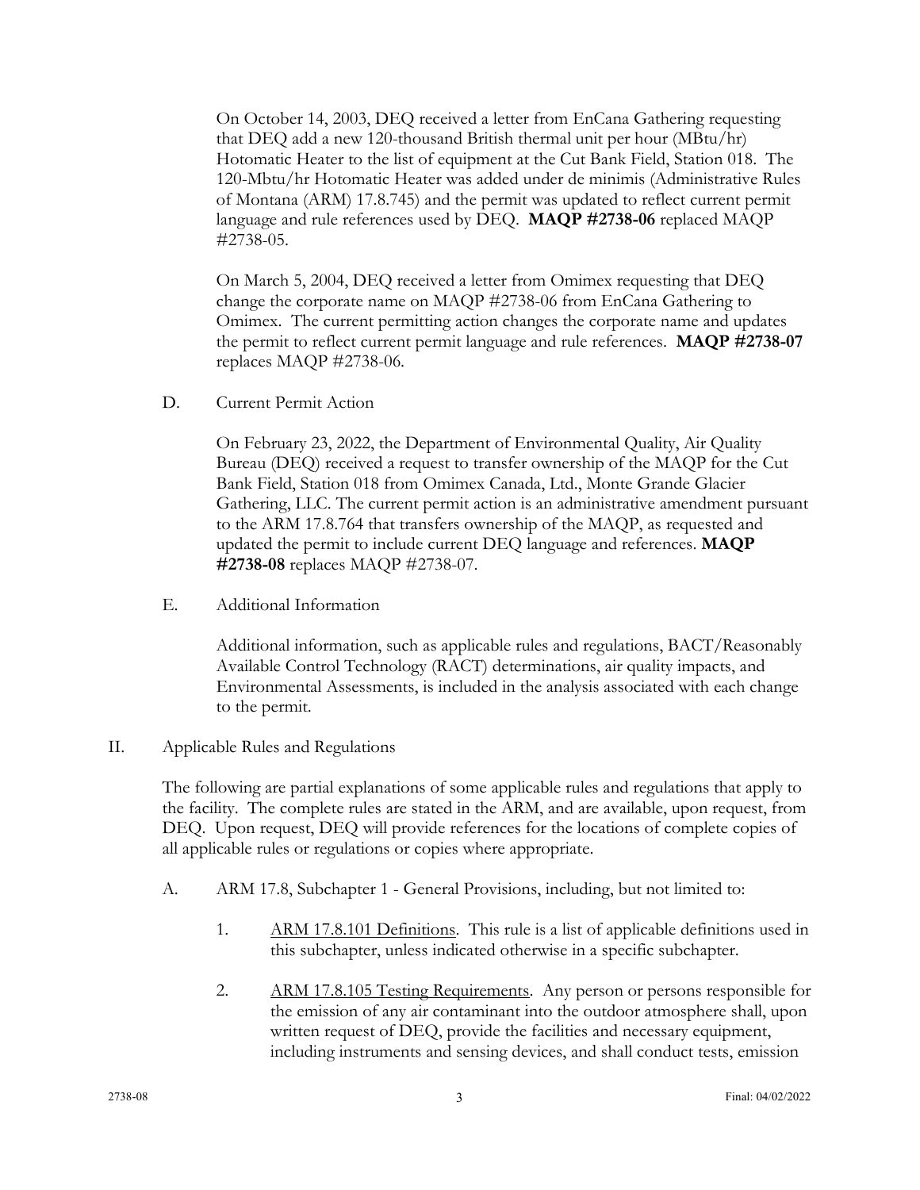On October 14, 2003, DEQ received a letter from EnCana Gathering requesting that DEQ add a new 120-thousand British thermal unit per hour (MBtu/hr) Hotomatic Heater to the list of equipment at the Cut Bank Field, Station 018. The 120-Mbtu/hr Hotomatic Heater was added under de minimis (Administrative Rules of Montana (ARM) 17.8.745) and the permit was updated to reflect current permit language and rule references used by DEQ. **MAQP #2738-06** replaced MAQP #2738-05.

On March 5, 2004, DEQ received a letter from Omimex requesting that DEQ change the corporate name on MAQP #2738-06 from EnCana Gathering to Omimex. The current permitting action changes the corporate name and updates the permit to reflect current permit language and rule references. **MAQP #2738-07** replaces MAQP #2738-06.

D. Current Permit Action

On February 23, 2022, the Department of Environmental Quality, Air Quality Bureau (DEQ) received a request to transfer ownership of the MAQP for the Cut Bank Field, Station 018 from Omimex Canada, Ltd., Monte Grande Glacier Gathering, LLC. The current permit action is an administrative amendment pursuant to the ARM 17.8.764 that transfers ownership of the MAQP, as requested and updated the permit to include current DEQ language and references. **MAQP #2738-08** replaces MAQP #2738-07.

E. Additional Information

Additional information, such as applicable rules and regulations, BACT/Reasonably Available Control Technology (RACT) determinations, air quality impacts, and Environmental Assessments, is included in the analysis associated with each change to the permit.

II. Applicable Rules and Regulations

The following are partial explanations of some applicable rules and regulations that apply to the facility. The complete rules are stated in the ARM, and are available, upon request, from DEQ. Upon request, DEQ will provide references for the locations of complete copies of all applicable rules or regulations or copies where appropriate.

A. ARM 17.8, Subchapter 1 - General Provisions, including, but not limited to:

1. ARM 17.8.101 Definitions. This rule is a list of applicable definitions used in this subchapter, unless indicated otherwise in a specific subchapter.

2. ARM 17.8.105 Testing Requirements. Any person or persons responsible for the emission of any air contaminant into the outdoor atmosphere shall, upon written request of DEQ, provide the facilities and necessary equipment, including instruments and sensing devices, and shall conduct tests, emission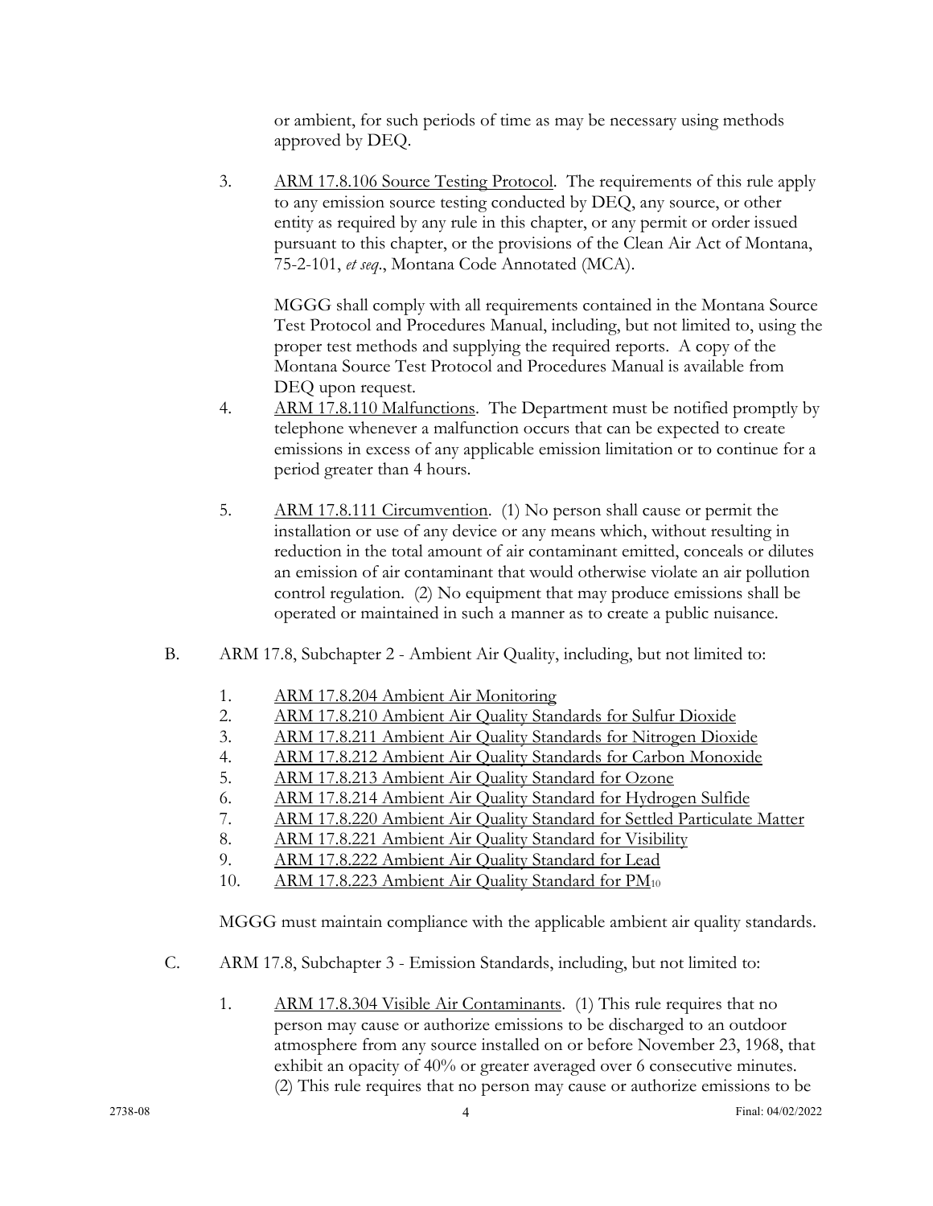or ambient, for such periods of time as may be necessary using methods approved by DEQ.

3. ARM 17.8.106 Source Testing Protocol. The requirements of this rule apply to any emission source testing conducted by DEQ, any source, or other entity as required by any rule in this chapter, or any permit or order issued pursuant to this chapter, or the provisions of the Clean Air Act of Montana, 75-2-101, *et seq*., Montana Code Annotated (MCA).

   MGGG shall comply with all requirements contained in the Montana Source Test Protocol and Procedures Manual, including, but not limited to, using the proper test methods and supplying the required reports. A copy of the Montana Source Test Protocol and Procedures Manual is available from DEQ upon request.

4. ARM 17.8.110 Malfunctions. The Department must be notified promptly by telephone whenever a malfunction occurs that can be expected to create emissions in excess of any applicable emission limitation or to continue for a period greater than 4 hours.

5. ARM 17.8.111 Circumvention. (1) No person shall cause or permit the installation or use of any device or any means which, without resulting in reduction in the total amount of air contaminant emitted, conceals or dilutes an emission of air contaminant that would otherwise violate an air pollution control regulation. (2) No equipment that may produce emissions shall be operated or maintained in such a manner as to create a public nuisance.

B. ARM 17.8, Subchapter 2 - Ambient Air Quality, including, but not limited to:

1. ARM 17.8.204 Ambient Air Monitoring
2. ARM 17.8.210 Ambient Air Quality Standards for Sulfur Dioxide
3. ARM 17.8.211 Ambient Air Quality Standards for Nitrogen Dioxide
4. ARM 17.8.212 Ambient Air Quality Standards for Carbon Monoxide
5. ARM 17.8.213 Ambient Air Quality Standard for Ozone
6. ARM 17.8.214 Ambient Air Quality Standard for Hydrogen Sulfide
7. ARM 17.8.220 Ambient Air Quality Standard for Settled Particulate Matter
8. ARM 17.8.221 Ambient Air Quality Standard for Visibility
9. ARM 17.8.222 Ambient Air Quality Standard for Lead
10. ARM 17.8.223 Ambient Air Quality Standard for $PM_{10}$

MGGG must maintain compliance with the applicable ambient air quality standards.

C. ARM 17.8, Subchapter 3 - Emission Standards, including, but not limited to:

1. ARM 17.8.304 Visible Air Contaminants. (1) This rule requires that no person may cause or authorize emissions to be discharged to an outdoor atmosphere from any source installed on or before November 23, 1968, that exhibit an opacity of 40% or greater averaged over 6 consecutive minutes. (2) This rule requires that no person may cause or authorize emissions to be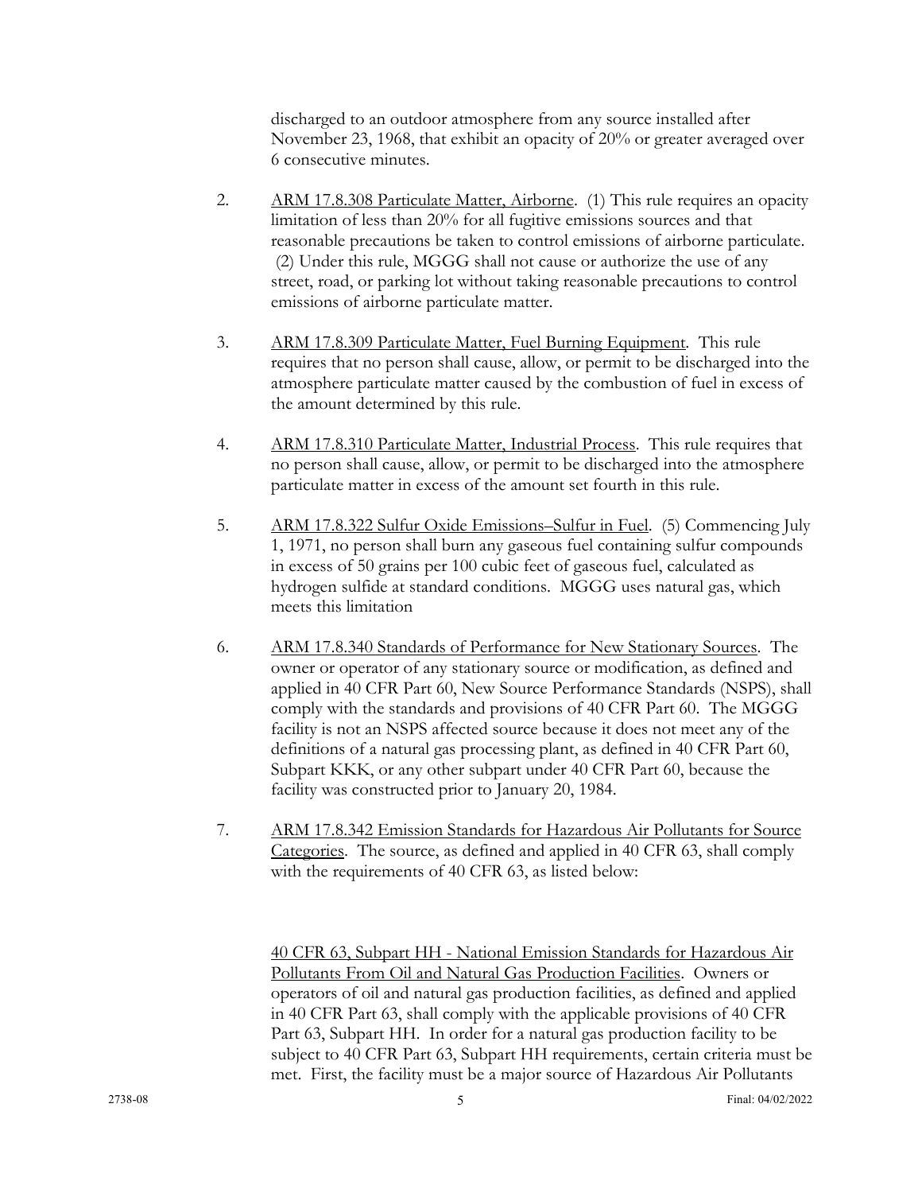discharged to an outdoor atmosphere from any source installed after November 23, 1968, that exhibit an opacity of 20% or greater averaged over 6 consecutive minutes.

2. ARM 17.8.308 Particulate Matter, Airborne. (1) This rule requires an opacity limitation of less than 20% for all fugitive emissions sources and that reasonable precautions be taken to control emissions of airborne particulate. (2) Under this rule, MGGG shall not cause or authorize the use of any street, road, or parking lot without taking reasonable precautions to control emissions of airborne particulate matter.

3. ARM 17.8.309 Particulate Matter, Fuel Burning Equipment. This rule requires that no person shall cause, allow, or permit to be discharged into the atmosphere particulate matter caused by the combustion of fuel in excess of the amount determined by this rule.

4. ARM 17.8.310 Particulate Matter, Industrial Process. This rule requires that no person shall cause, allow, or permit to be discharged into the atmosphere particulate matter in excess of the amount set fourth in this rule.

5. ARM 17.8.322 Sulfur Oxide Emissions–Sulfur in Fuel. (5) Commencing July 1, 1971, no person shall burn any gaseous fuel containing sulfur compounds in excess of 50 grains per 100 cubic feet of gaseous fuel, calculated as hydrogen sulfide at standard conditions. MGGG uses natural gas, which meets this limitation

6. ARM 17.8.340 Standards of Performance for New Stationary Sources. The owner or operator of any stationary source or modification, as defined and applied in 40 CFR Part 60, New Source Performance Standards (NSPS), shall comply with the standards and provisions of 40 CFR Part 60. The MGGG facility is not an NSPS affected source because it does not meet any of the definitions of a natural gas processing plant, as defined in 40 CFR Part 60, Subpart KKK, or any other subpart under 40 CFR Part 60, because the facility was constructed prior to January 20, 1984.

7. ARM 17.8.342 Emission Standards for Hazardous Air Pollutants for Source Categories. The source, as defined and applied in 40 CFR 63, shall comply with the requirements of 40 CFR 63, as listed below:

   40 CFR 63, Subpart HH - National Emission Standards for Hazardous Air Pollutants From Oil and Natural Gas Production Facilities. Owners or operators of oil and natural gas production facilities, as defined and applied in 40 CFR Part 63, shall comply with the applicable provisions of 40 CFR Part 63, Subpart HH. In order for a natural gas production facility to be subject to 40 CFR Part 63, Subpart HH requirements, certain criteria must be met. First, the facility must be a major source of Hazardous Air Pollutants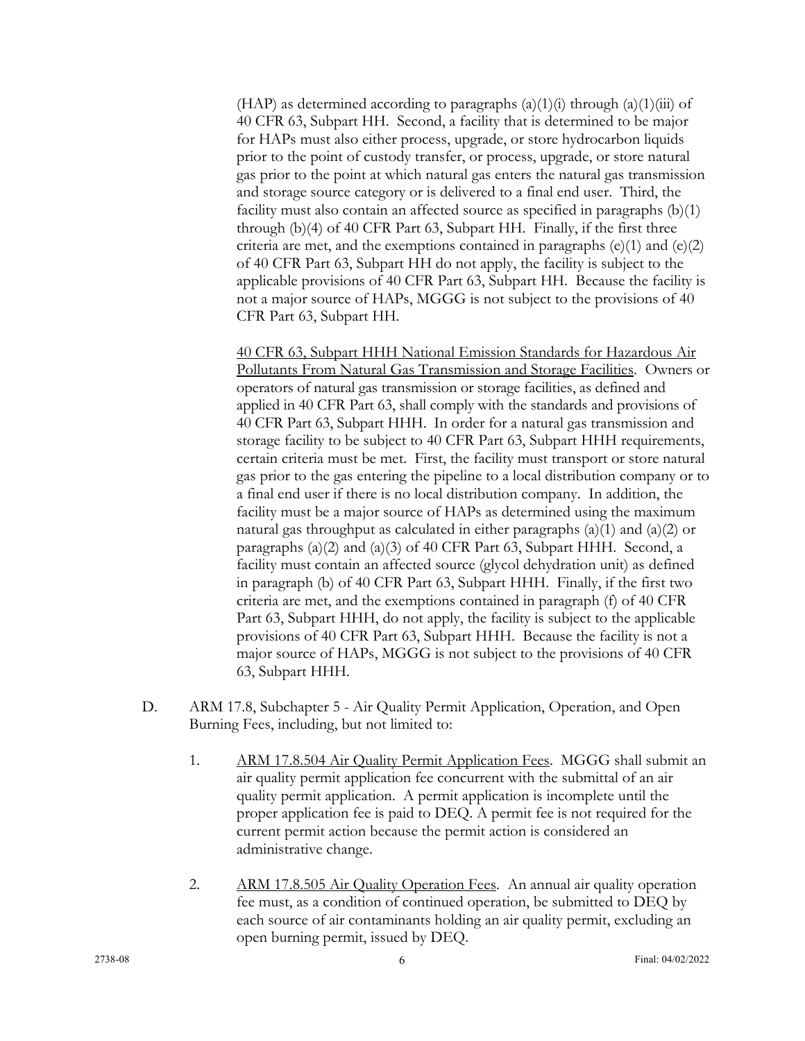(HAP) as determined according to paragraphs (a)(1)(i) through (a)(1)(iii) of 40 CFR 63, Subpart HH. Second, a facility that is determined to be major for HAPs must also either process, upgrade, or store hydrocarbon liquids prior to the point of custody transfer, or process, upgrade, or store natural gas prior to the point at which natural gas enters the natural gas transmission and storage source category or is delivered to a final end user. Third, the facility must also contain an affected source as specified in paragraphs (b)(1) through (b)(4) of 40 CFR Part 63, Subpart HH. Finally, if the first three criteria are met, and the exemptions contained in paragraphs (e)(1) and (e)(2) of 40 CFR Part 63, Subpart HH do not apply, the facility is subject to the applicable provisions of 40 CFR Part 63, Subpart HH. Because the facility is not a major source of HAPs, MGGG is not subject to the provisions of 40 CFR Part 63, Subpart HH.

<u>40 CFR 63, Subpart HHH National Emission Standards for Hazardous Air Pollutants From Natural Gas Transmission and Storage Facilities</u>. Owners or operators of natural gas transmission or storage facilities, as defined and applied in 40 CFR Part 63, shall comply with the standards and provisions of 40 CFR Part 63, Subpart HHH. In order for a natural gas transmission and storage facility to be subject to 40 CFR Part 63, Subpart HHH requirements, certain criteria must be met. First, the facility must transport or store natural gas prior to the gas entering the pipeline to a local distribution company or to a final end user if there is no local distribution company. In addition, the facility must be a major source of HAPs as determined using the maximum natural gas throughput as calculated in either paragraphs (a)(1) and (a)(2) or paragraphs (a)(2) and (a)(3) of 40 CFR Part 63, Subpart HHH. Second, a facility must contain an affected source (glycol dehydration unit) as defined in paragraph (b) of 40 CFR Part 63, Subpart HHH. Finally, if the first two criteria are met, and the exemptions contained in paragraph (f) of 40 CFR Part 63, Subpart HHH, do not apply, the facility is subject to the applicable provisions of 40 CFR Part 63, Subpart HHH. Because the facility is not a major source of HAPs, MGGG is not subject to the provisions of 40 CFR 63, Subpart HHH.

D. ARM 17.8, Subchapter 5 - Air Quality Permit Application, Operation, and Open Burning Fees, including, but not limited to:

1. <u>ARM 17.8.504 Air Quality Permit Application Fees</u>. MGGG shall submit an air quality permit application fee concurrent with the submittal of an air quality permit application. A permit application is incomplete until the proper application fee is paid to DEQ. A permit fee is not required for the current permit action because the permit action is considered an administrative change.

2. <u>ARM 17.8.505 Air Quality Operation Fees</u>. An annual air quality operation fee must, as a condition of continued operation, be submitted to DEQ by each source of air contaminants holding an air quality permit, excluding an open burning permit, issued by DEQ.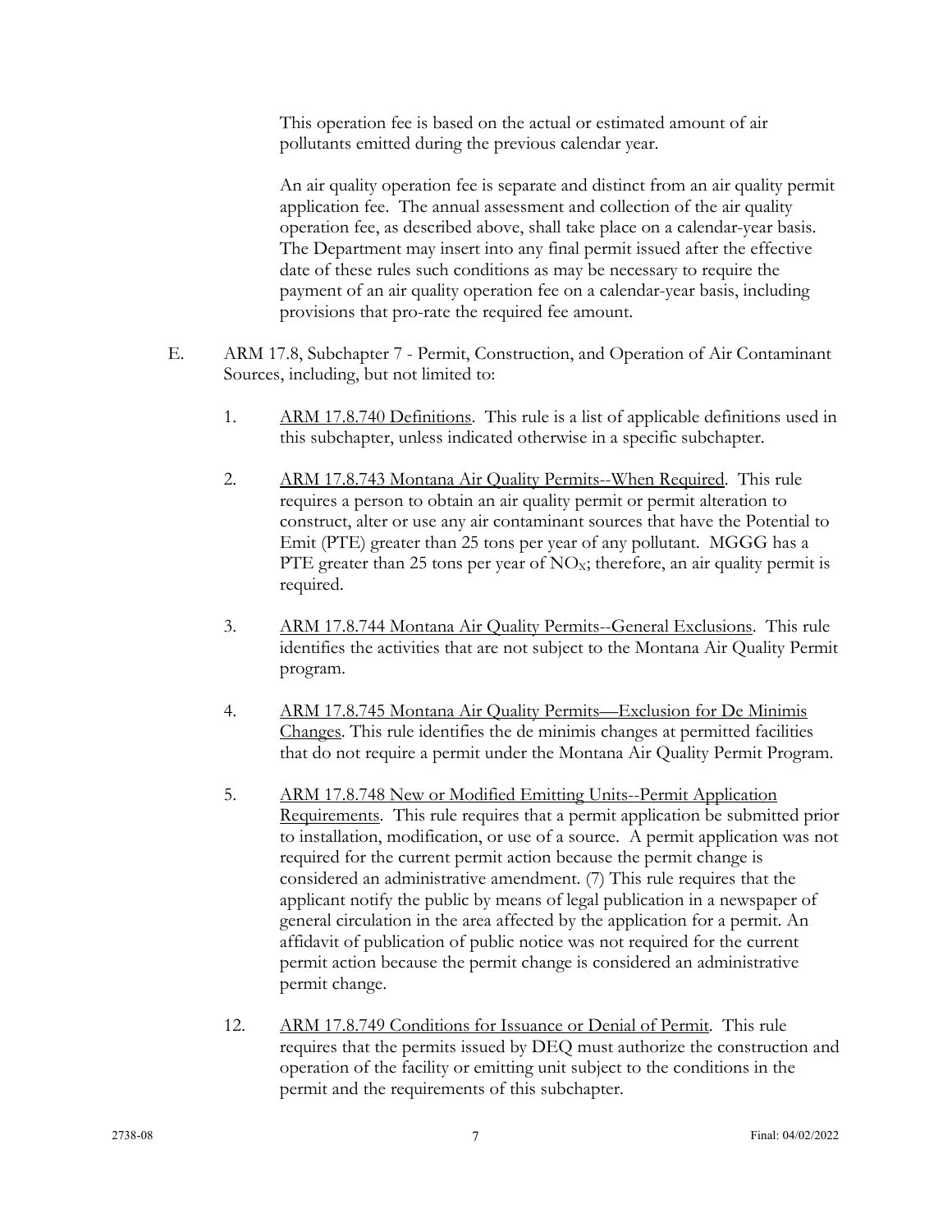This operation fee is based on the actual or estimated amount of air pollutants emitted during the previous calendar year.

An air quality operation fee is separate and distinct from an air quality permit application fee. The annual assessment and collection of the air quality operation fee, as described above, shall take place on a calendar-year basis. The Department may insert into any final permit issued after the effective date of these rules such conditions as may be necessary to require the payment of an air quality operation fee on a calendar-year basis, including provisions that pro-rate the required fee amount.

E. ARM 17.8, Subchapter 7 - Permit, Construction, and Operation of Air Contaminant Sources, including, but not limited to:

1. ARM 17.8.740 Definitions. This rule is a list of applicable definitions used in this subchapter, unless indicated otherwise in a specific subchapter.

2. ARM 17.8.743 Montana Air Quality Permits--When Required. This rule requires a person to obtain an air quality permit or permit alteration to construct, alter or use any air contaminant sources that have the Potential to Emit (PTE) greater than 25 tons per year of any pollutant. MGGG has a PTE greater than 25 tons per year of $NO_X$; therefore, an air quality permit is required.

3. ARM 17.8.744 Montana Air Quality Permits--General Exclusions. This rule identifies the activities that are not subject to the Montana Air Quality Permit program.

4. ARM 17.8.745 Montana Air Quality Permits—Exclusion for De Minimis Changes. This rule identifies the de minimis changes at permitted facilities that do not require a permit under the Montana Air Quality Permit Program.

5. ARM 17.8.748 New or Modified Emitting Units--Permit Application Requirements. This rule requires that a permit application be submitted prior to installation, modification, or use of a source. A permit application was not required for the current permit action because the permit change is considered an administrative amendment. (7) This rule requires that the applicant notify the public by means of legal publication in a newspaper of general circulation in the area affected by the application for a permit. An affidavit of publication of public notice was not required for the current permit action because the permit change is considered an administrative permit change.

12. ARM 17.8.749 Conditions for Issuance or Denial of Permit. This rule requires that the permits issued by DEQ must authorize the construction and operation of the facility or emitting unit subject to the conditions in the permit and the requirements of this subchapter.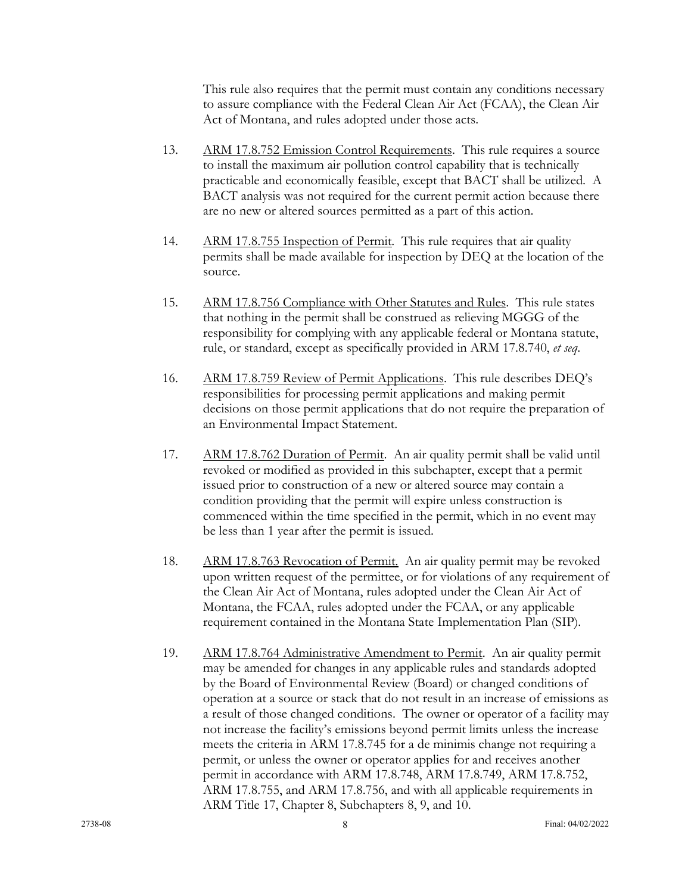This rule also requires that the permit must contain any conditions necessary to assure compliance with the Federal Clean Air Act (FCAA), the Clean Air Act of Montana, and rules adopted under those acts.

13. ARM 17.8.752 Emission Control Requirements. This rule requires a source to install the maximum air pollution control capability that is technically practicable and economically feasible, except that BACT shall be utilized. A BACT analysis was not required for the current permit action because there are no new or altered sources permitted as a part of this action.

14. ARM 17.8.755 Inspection of Permit. This rule requires that air quality permits shall be made available for inspection by DEQ at the location of the source.

15. ARM 17.8.756 Compliance with Other Statutes and Rules. This rule states that nothing in the permit shall be construed as relieving MGGG of the responsibility for complying with any applicable federal or Montana statute, rule, or standard, except as specifically provided in ARM 17.8.740, *et seq*.

16. ARM 17.8.759 Review of Permit Applications. This rule describes DEQ's responsibilities for processing permit applications and making permit decisions on those permit applications that do not require the preparation of an Environmental Impact Statement.

17. ARM 17.8.762 Duration of Permit. An air quality permit shall be valid until revoked or modified as provided in this subchapter, except that a permit issued prior to construction of a new or altered source may contain a condition providing that the permit will expire unless construction is commenced within the time specified in the permit, which in no event may be less than 1 year after the permit is issued.

18. ARM 17.8.763 Revocation of Permit. An air quality permit may be revoked upon written request of the permittee, or for violations of any requirement of the Clean Air Act of Montana, rules adopted under the Clean Air Act of Montana, the FCAA, rules adopted under the FCAA, or any applicable requirement contained in the Montana State Implementation Plan (SIP).

19. ARM 17.8.764 Administrative Amendment to Permit. An air quality permit may be amended for changes in any applicable rules and standards adopted by the Board of Environmental Review (Board) or changed conditions of operation at a source or stack that do not result in an increase of emissions as a result of those changed conditions. The owner or operator of a facility may not increase the facility's emissions beyond permit limits unless the increase meets the criteria in ARM 17.8.745 for a de minimis change not requiring a permit, or unless the owner or operator applies for and receives another permit in accordance with ARM 17.8.748, ARM 17.8.749, ARM 17.8.752, ARM 17.8.755, and ARM 17.8.756, and with all applicable requirements in ARM Title 17, Chapter 8, Subchapters 8, 9, and 10.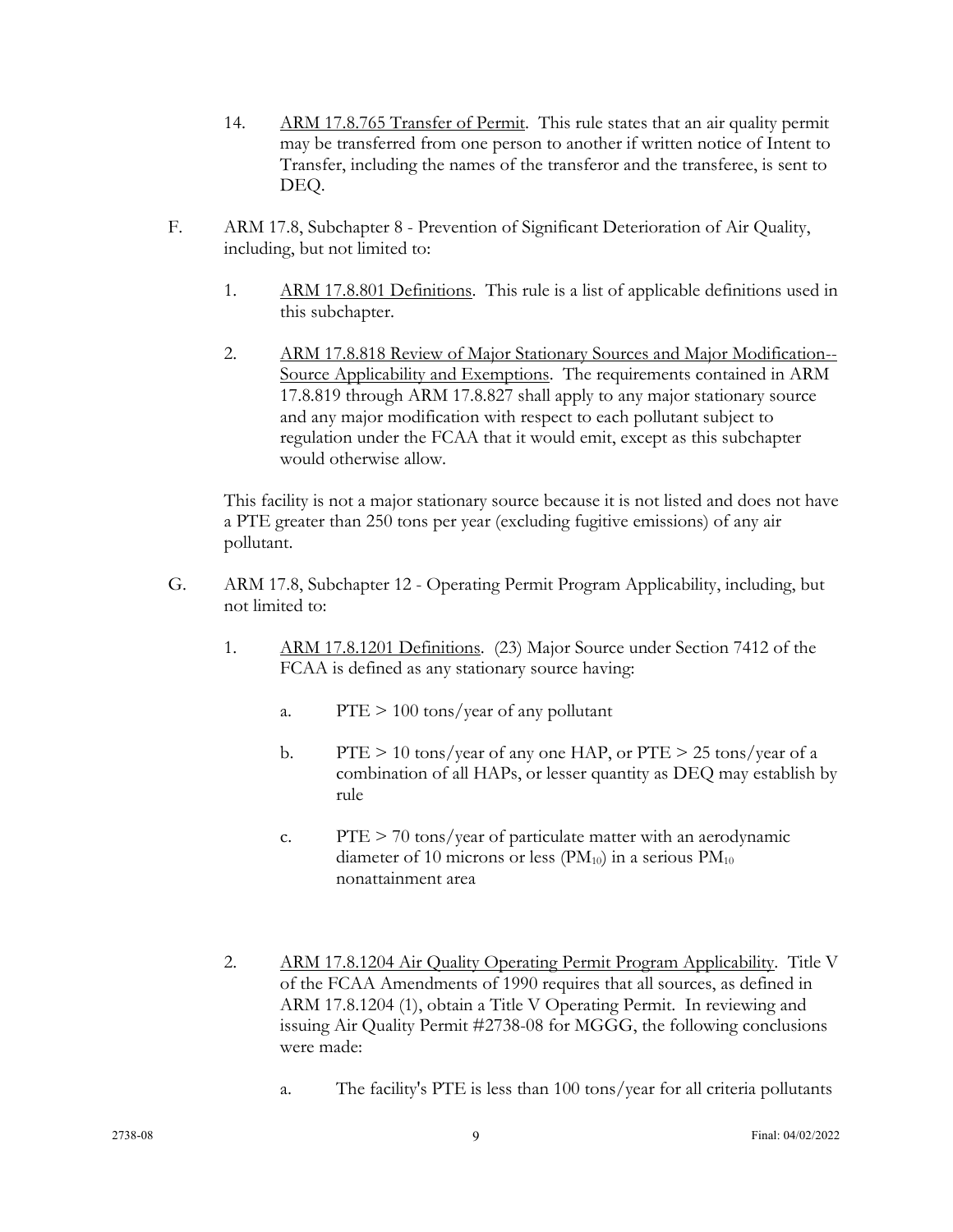14. <u>ARM 17.8.765 Transfer of Permit</u>. This rule states that an air quality permit may be transferred from one person to another if written notice of Intent to Transfer, including the names of the transferor and the transferee, is sent to DEQ.

F. ARM 17.8, Subchapter 8 - Prevention of Significant Deterioration of Air Quality, including, but not limited to:

1. <u>ARM 17.8.801 Definitions</u>. This rule is a list of applicable definitions used in this subchapter.

2. <u>ARM 17.8.818 Review of Major Stationary Sources and Major Modification--Source Applicability and Exemptions</u>. The requirements contained in ARM 17.8.819 through ARM 17.8.827 shall apply to any major stationary source and any major modification with respect to each pollutant subject to regulation under the FCAA that it would emit, except as this subchapter would otherwise allow.

This facility is not a major stationary source because it is not listed and does not have a PTE greater than 250 tons per year (excluding fugitive emissions) of any air pollutant.

G. ARM 17.8, Subchapter 12 - Operating Permit Program Applicability, including, but not limited to:

1. <u>ARM 17.8.1201 Definitions</u>. (23) Major Source under Section 7412 of the FCAA is defined as any stationary source having:

   a. PTE > 100 tons/year of any pollutant

   b. PTE > 10 tons/year of any one HAP, or PTE > 25 tons/year of a combination of all HAPs, or lesser quantity as DEQ may establish by rule

   c. PTE > 70 tons/year of particulate matter with an aerodynamic diameter of 10 microns or less ($PM_{10}$) in a serious $PM_{10}$ nonattainment area

2. <u>ARM 17.8.1204 Air Quality Operating Permit Program Applicability</u>. Title V of the FCAA Amendments of 1990 requires that all sources, as defined in ARM 17.8.1204 (1), obtain a Title V Operating Permit. In reviewing and issuing Air Quality Permit #2738-08 for MGGG, the following conclusions were made:

   a. The facility's PTE is less than 100 tons/year for all criteria pollutants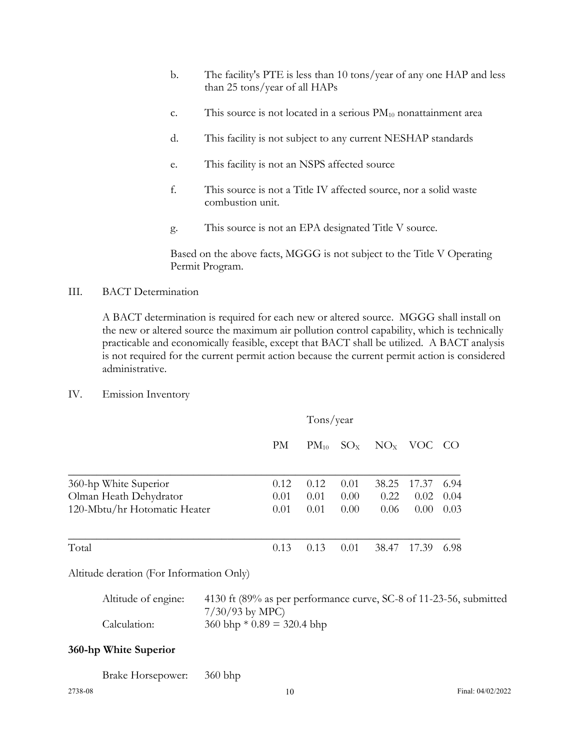b. The facility's PTE is less than 10 tons/year of any one HAP and less than 25 tons/year of all HAPs

c. This source is not located in a serious $PM_{10}$ nonattainment area

d. This facility is not subject to any current NESHAP standards

e. This facility is not an NSPS affected source

f. This source is not a Title IV affected source, nor a solid waste combustion unit.

g. This source is not an EPA designated Title V source.

Based on the above facts, MGGG is not subject to the Title V Operating Permit Program.

## III. BACT Determination

A BACT determination is required for each new or altered source. MGGG shall install on the new or altered source the maximum air pollution control capability, which is technically practicable and economically feasible, except that BACT shall be utilized. A BACT analysis is not required for the current permit action because the current permit action is considered administrative.

## IV. Emission Inventory

| | Tons/year | | | | | |
|---|---|---|---|---|---|---|
| | PM | $PM_{10}$ | $SO_X$ | $NO_X$ | VOC | CO |
| 360-hp White Superior | 0.12 | 0.12 | 0.01 | 38.25 | 17.37 | 6.94 |
| Olman Heath Dehydrator | 0.01 | 0.01 | 0.00 | 0.22 | 0.02 | 0.04 |
| 120-Mbtu/hr Hotomatic Heater | 0.01 | 0.01 | 0.00 | 0.06 | 0.00 | 0.03 |
| Total | 0.13 | 0.13 | 0.01 | 38.47 | 17.39 | 6.98 |

Altitude deration (For Information Only)

Altitude of engine: 4130 ft (89% as per performance curve, SC-8 of 11-23-56, submitted 7/30/93 by MPC)

Calculation: 360 bhp * 0.89 = 320.4 bhp

**360-hp White Superior**

Brake Horsepower: 360 bhp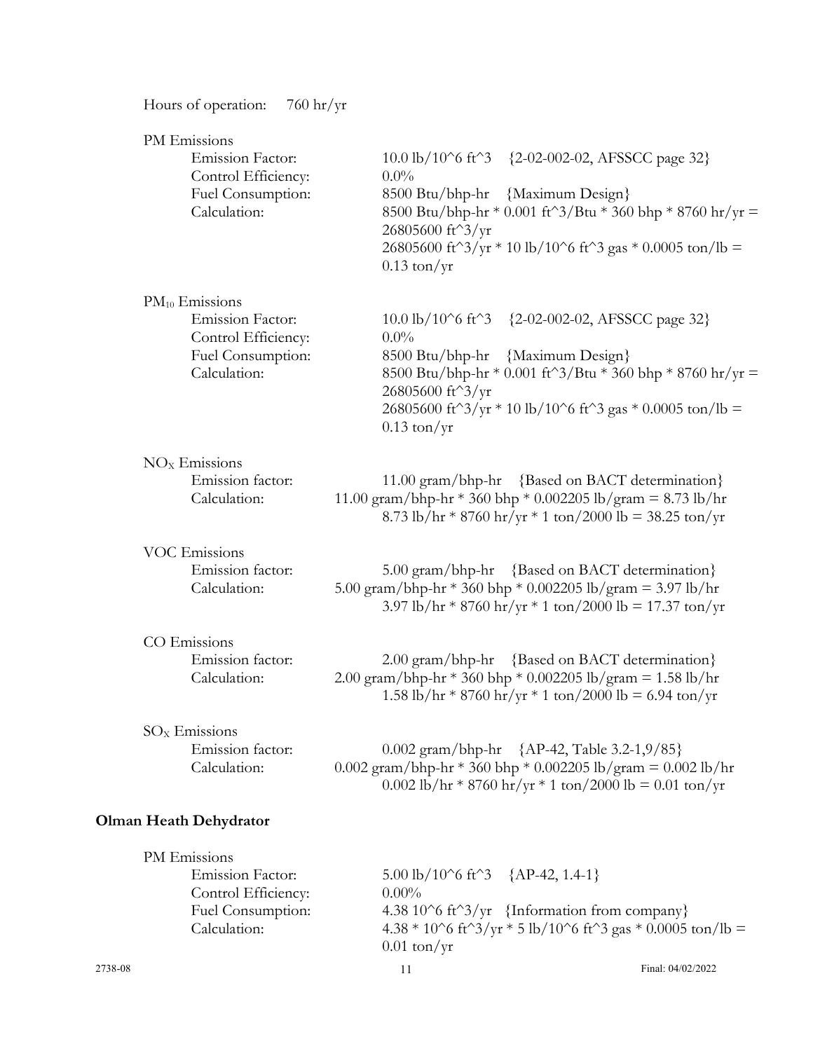Hours of operation: 760 hr/yr

PM Emissions

Emission Factor: 10.0 lb/10^6 ft^3 {2-02-002-02, AFSSCC page 32}
Control Efficiency: 0.0%
Fuel Consumption: 8500 Btu/bhp-hr {Maximum Design}
Calculation: 8500 Btu/bhp-hr * 0.001 ft^3/Btu * 360 bhp * 8760 hr/yr = 26805600 ft^3/yr
26805600 ft^3/yr * 10 lb/10^6 ft^3 gas * 0.0005 ton/lb = 0.13 ton/yr

$PM_{10}$ Emissions

Emission Factor: 10.0 lb/10^6 ft^3 {2-02-002-02, AFSSCC page 32}
Control Efficiency: 0.0%
Fuel Consumption: 8500 Btu/bhp-hr {Maximum Design}
Calculation: 8500 Btu/bhp-hr * 0.001 ft^3/Btu * 360 bhp * 8760 hr/yr = 26805600 ft^3/yr
26805600 ft^3/yr * 10 lb/10^6 ft^3 gas * 0.0005 ton/lb = 0.13 ton/yr

$NO_X$ Emissions

Emission factor: 11.00 gram/bhp-hr {Based on BACT determination}
Calculation: 11.00 gram/bhp-hr * 360 bhp * 0.002205 lb/gram = 8.73 lb/hr
8.73 lb/hr * 8760 hr/yr * 1 ton/2000 lb = 38.25 ton/yr

VOC Emissions

Emission factor: 5.00 gram/bhp-hr {Based on BACT determination}
Calculation: 5.00 gram/bhp-hr * 360 bhp * 0.002205 lb/gram = 3.97 lb/hr
3.97 lb/hr * 8760 hr/yr * 1 ton/2000 lb = 17.37 ton/yr

CO Emissions

Emission factor: 2.00 gram/bhp-hr {Based on BACT determination}
Calculation: 2.00 gram/bhp-hr * 360 bhp * 0.002205 lb/gram = 1.58 lb/hr
1.58 lb/hr * 8760 hr/yr * 1 ton/2000 lb = 6.94 ton/yr

$SO_X$ Emissions

Emission factor: 0.002 gram/bhp-hr {AP-42, Table 3.2-1,9/85}
Calculation: 0.002 gram/bhp-hr * 360 bhp * 0.002205 lb/gram = 0.002 lb/hr
0.002 lb/hr * 8760 hr/yr * 1 ton/2000 lb = 0.01 ton/yr

## Olman Heath Dehydrator

PM Emissions

Emission Factor: 5.00 lb/10^6 ft^3 {AP-42, 1.4-1}
Control Efficiency: 0.00%
Fuel Consumption: 4.38 10^6 ft^3/yr {Information from company}
Calculation: 4.38 * 10^6 ft^3/yr * 5 lb/10^6 ft^3 gas * 0.0005 ton/lb = 0.01 ton/yr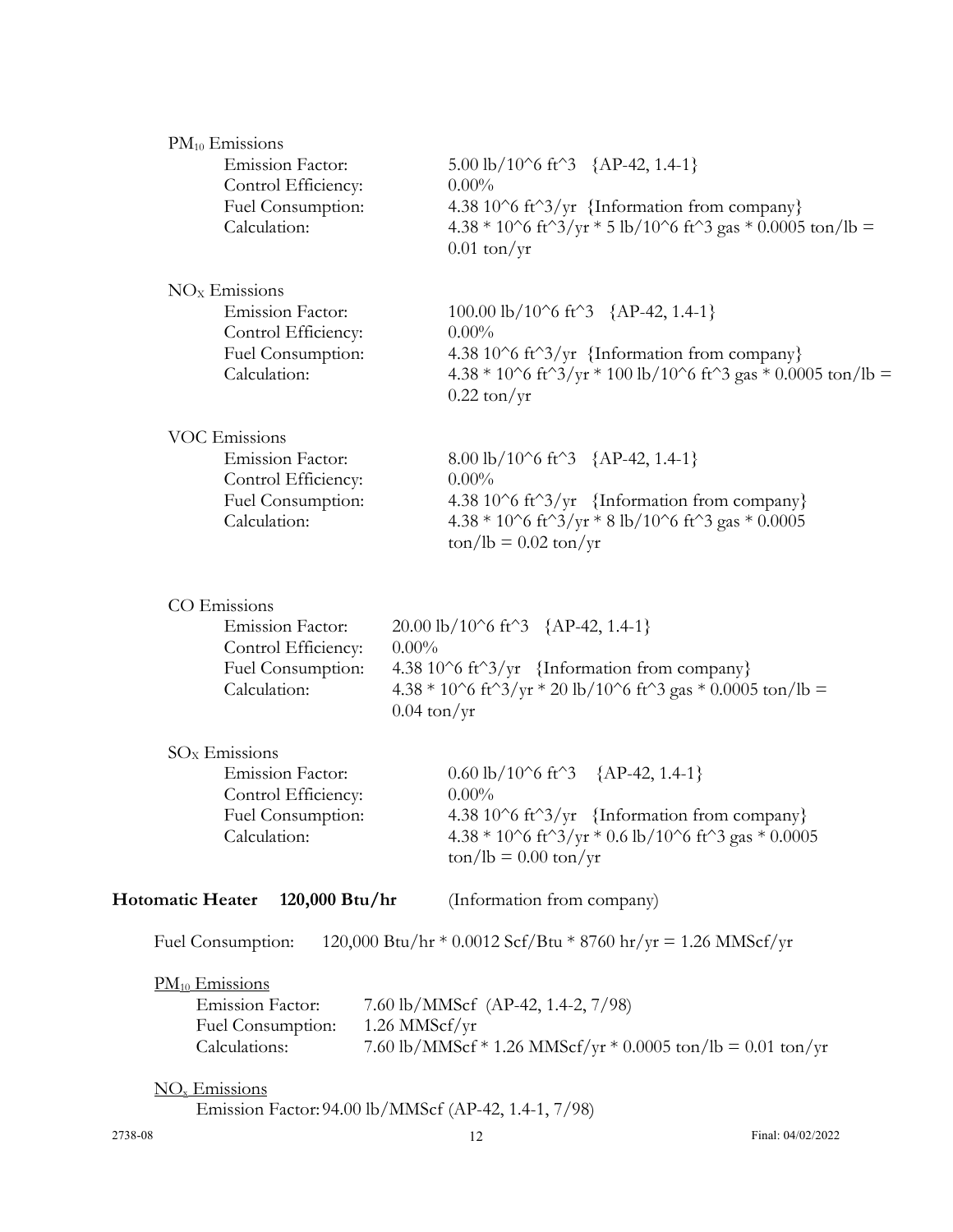$PM_{10}$ Emissions

Emission Factor: 5.00 lb/10^6 ft^3 {AP-42, 1.4-1}
Control Efficiency: 0.00%
Fuel Consumption: 4.38 10^6 ft^3/yr {Information from company}
Calculation: 4.38 * 10^6 ft^3/yr * 5 lb/10^6 ft^3 gas * 0.0005 ton/lb = 0.01 ton/yr

$NO_X$ Emissions

Emission Factor: 100.00 lb/10^6 ft^3 {AP-42, 1.4-1}
Control Efficiency: 0.00%
Fuel Consumption: 4.38 10^6 ft^3/yr {Information from company}
Calculation: 4.38 * 10^6 ft^3/yr * 100 lb/10^6 ft^3 gas * 0.0005 ton/lb = 0.22 ton/yr

VOC Emissions

Emission Factor: 8.00 lb/10^6 ft^3 {AP-42, 1.4-1}
Control Efficiency: 0.00%
Fuel Consumption: 4.38 10^6 ft^3/yr {Information from company}
Calculation: 4.38 * 10^6 ft^3/yr * 8 lb/10^6 ft^3 gas * 0.0005 ton/lb = 0.02 ton/yr

CO Emissions

Emission Factor: 20.00 lb/10^6 ft^3 {AP-42, 1.4-1}
Control Efficiency: 0.00%
Fuel Consumption: 4.38 10^6 ft^3/yr {Information from company}
Calculation: 4.38 * 10^6 ft^3/yr * 20 lb/10^6 ft^3 gas * 0.0005 ton/lb = 0.04 ton/yr

$SO_X$ Emissions

Emission Factor: 0.60 lb/10^6 ft^3 {AP-42, 1.4-1}
Control Efficiency: 0.00%
Fuel Consumption: 4.38 10^6 ft^3/yr {Information from company}
Calculation: 4.38 * 10^6 ft^3/yr * 0.6 lb/10^6 ft^3 gas * 0.0005 ton/lb = 0.00 ton/yr

**Hotomatic Heater 120,000 Btu/hr** (Information from company)

Fuel Consumption: 120,000 Btu/hr * 0.0012 Scf/Btu * 8760 hr/yr = 1.26 MMScf/yr

<u>$PM_{10}$ Emissions</u>

Emission Factor: 7.60 lb/MMScf (AP-42, 1.4-2, 7/98)
Fuel Consumption: 1.26 MMScf/yr
Calculations: 7.60 lb/MMScf * 1.26 MMScf/yr * 0.0005 ton/lb = 0.01 ton/yr

<u>$NO_x$ Emissions</u>

Emission Factor: 94.00 lb/MMScf (AP-42, 1.4-1, 7/98)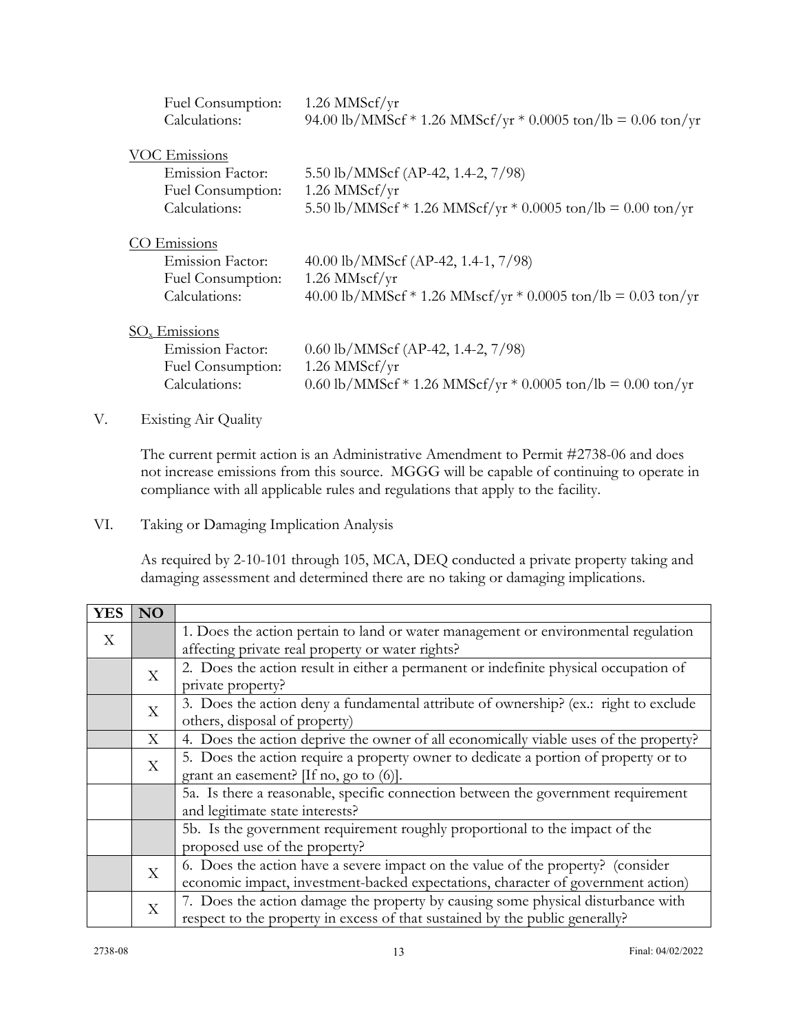Fuel Consumption: 1.26 MMScf/yr
Calculations: 94.00 lb/MMScf * 1.26 MMScf/yr * 0.0005 ton/lb = 0.06 ton/yr

VOC Emissions

Emission Factor: 5.50 lb/MMScf (AP-42, 1.4-2, 7/98)
Fuel Consumption: 1.26 MMScf/yr
Calculations: 5.50 lb/MMScf * 1.26 MMScf/yr * 0.0005 ton/lb = 0.00 ton/yr

CO Emissions

Emission Factor: 40.00 lb/MMScf (AP-42, 1.4-1, 7/98)
Fuel Consumption: 1.26 MMscf/yr
Calculations: 40.00 lb/MMScf * 1.26 MMscf/yr * 0.0005 ton/lb = 0.03 ton/yr

$SO_x$ Emissions

Emission Factor: 0.60 lb/MMScf (AP-42, 1.4-2, 7/98)
Fuel Consumption: 1.26 MMScf/yr
Calculations: 0.60 lb/MMScf * 1.26 MMScf/yr * 0.0005 ton/lb = 0.00 ton/yr

## V. Existing Air Quality

The current permit action is an Administrative Amendment to Permit #2738-06 and does not increase emissions from this source. MGGG will be capable of continuing to operate in compliance with all applicable rules and regulations that apply to the facility.

## VI. Taking or Damaging Implication Analysis

As required by 2-10-101 through 105, MCA, DEQ conducted a private property taking and damaging assessment and determined there are no taking or damaging implications.

| YES | NO | |
|---|---|---|
| X | | 1. Does the action pertain to land or water management or environmental regulation affecting private real property or water rights? |
| | X | 2. Does the action result in either a permanent or indefinite physical occupation of private property? |
| | X | 3. Does the action deny a fundamental attribute of ownership? (ex.: right to exclude others, disposal of property) |
| | X | 4. Does the action deprive the owner of all economically viable uses of the property? |
| | X | 5. Does the action require a property owner to dedicate a portion of property or to grant an easement? [If no, go to (6)]. |
| | | 5a. Is there a reasonable, specific connection between the government requirement and legitimate state interests? |
| | | 5b. Is the government requirement roughly proportional to the impact of the proposed use of the property? |
| | X | 6. Does the action have a severe impact on the value of the property? (consider economic impact, investment-backed expectations, character of government action) |
| | X | 7. Does the action damage the property by causing some physical disturbance with respect to the property in excess of that sustained by the public generally? |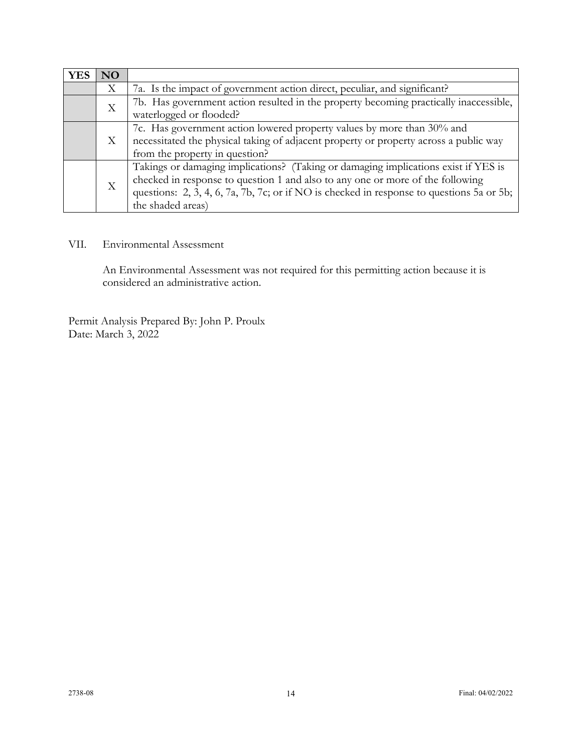| YES | NO | |
|---|---|---|
| | X | 7a. Is the impact of government action direct, peculiar, and significant? |
| | X | 7b. Has government action resulted in the property becoming practically inaccessible, waterlogged or flooded? |
| | X | 7c. Has government action lowered property values by more than 30% and necessitated the physical taking of adjacent property or property across a public way from the property in question? |
| | X | Takings or damaging implications? (Taking or damaging implications exist if YES is checked in response to question 1 and also to any one or more of the following questions: 2, 3, 4, 6, 7a, 7b, 7c; or if NO is checked in response to questions 5a or 5b; the shaded areas) |

VII. Environmental Assessment

An Environmental Assessment was not required for this permitting action because it is considered an administrative action.

Permit Analysis Prepared By: John P. Proulx
Date: March 3, 2022